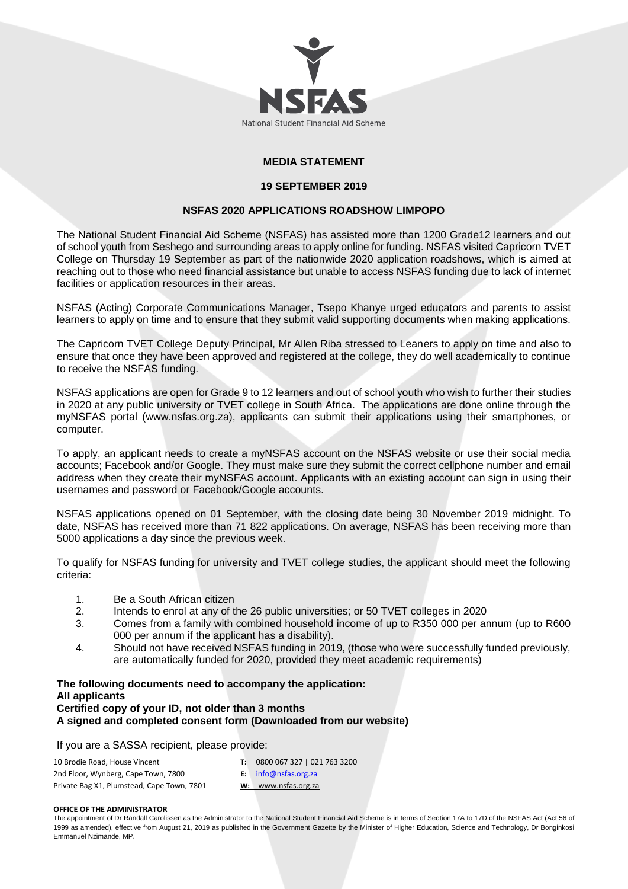NSFAS

National Student Financial Aid Scheme

**MEDIA STATEMENT**

**19 SEPTEMBER 2019**

**NSFAS 2020 APPLICATIONS ROADSHOW LIMPOPO**

The National Student Financial Aid Scheme (NSFAS) has assisted more than 1200 Grade12 learners and out of school youth from Seshego and surrounding areas to apply online for funding. NSFAS visited Capricorn TVET College on Thursday 19 September as part of the nationwide 2020 application roadshows, which is aimed at reaching out to those who need financial assistance but unable to access NSFAS funding due to lack of internet facilities or application resources in their areas.

NSFAS (Acting) Corporate Communications Manager, Tsepo Khanye urged educators and parents to assist learners to apply on time and to ensure that they submit valid supporting documents when making applications.

The Capricorn TVET College Deputy Principal, Mr Allen Riba stressed to Leaners to apply on time and also to ensure that once they have been approved and registered at the college, they do well academically to continue to receive the NSFAS funding.

NSFAS applications are open for Grade 9 to 12 learners and out of school youth who wish to further their studies in 2020 at any public university or TVET college in South Africa. The applications are done online through the myNSFAS portal (www.nsfas.org.za), applicants can submit their applications using their smartphones, or computer.

To apply, an applicant needs to create a myNSFAS account on the NSFAS website or use their social media accounts; Facebook and/or Google. They must make sure they submit the correct cellphone number and email address when they create their myNSFAS account. Applicants with an existing account can sign in using their usernames and password or Facebook/Google accounts.

NSFAS applications opened on 01 September, with the closing date being 30 November 2019 midnight. To date, NSFAS has received more than 71 822 applications. On average, NSFAS has been receiving more than 5000 applications a day since the previous week.

To qualify for NSFAS funding for university and TVET college studies, the applicant should meet the following criteria:

1. Be a South African citizen
2. Intends to enrol at any of the 26 public universities; or 50 TVET colleges in 2020
3. Comes from a family with combined household income of up to R350 000 per annum (up to R600 000 per annum if the applicant has a disability).
4. Should not have received NSFAS funding in 2019, (those who were successfully funded previously, are automatically funded for 2020, provided they meet academic requirements)

**The following documents need to accompany the application:**
**All applicants**
**Certified copy of your ID, not older than 3 months**
**A signed and completed consent form (Downloaded from our website)**

If you are a SASSA recipient, please provide:

10 Brodie Road, House Vincent
2nd Floor, Wynberg, Cape Town, 7800
Private Bag X1, Plumstead, Cape Town, 7801

**T:** 0800 067 327 | 021 763 3200
**E:** info@nsfas.org.za
**W:** www.nsfas.org.za

**OFFICE OF THE ADMINISTRATOR**

The appointment of Dr Randall Carolissen as the Administrator to the National Student Financial Aid Scheme is in terms of Section 17A to 17D of the NSFAS Act (Act 56 of 1999 as amended), effective from August 21, 2019 as published in the Government Gazette by the Minister of Higher Education, Science and Technology, Dr Bonginkosi Emmanuel Nzimande, MP.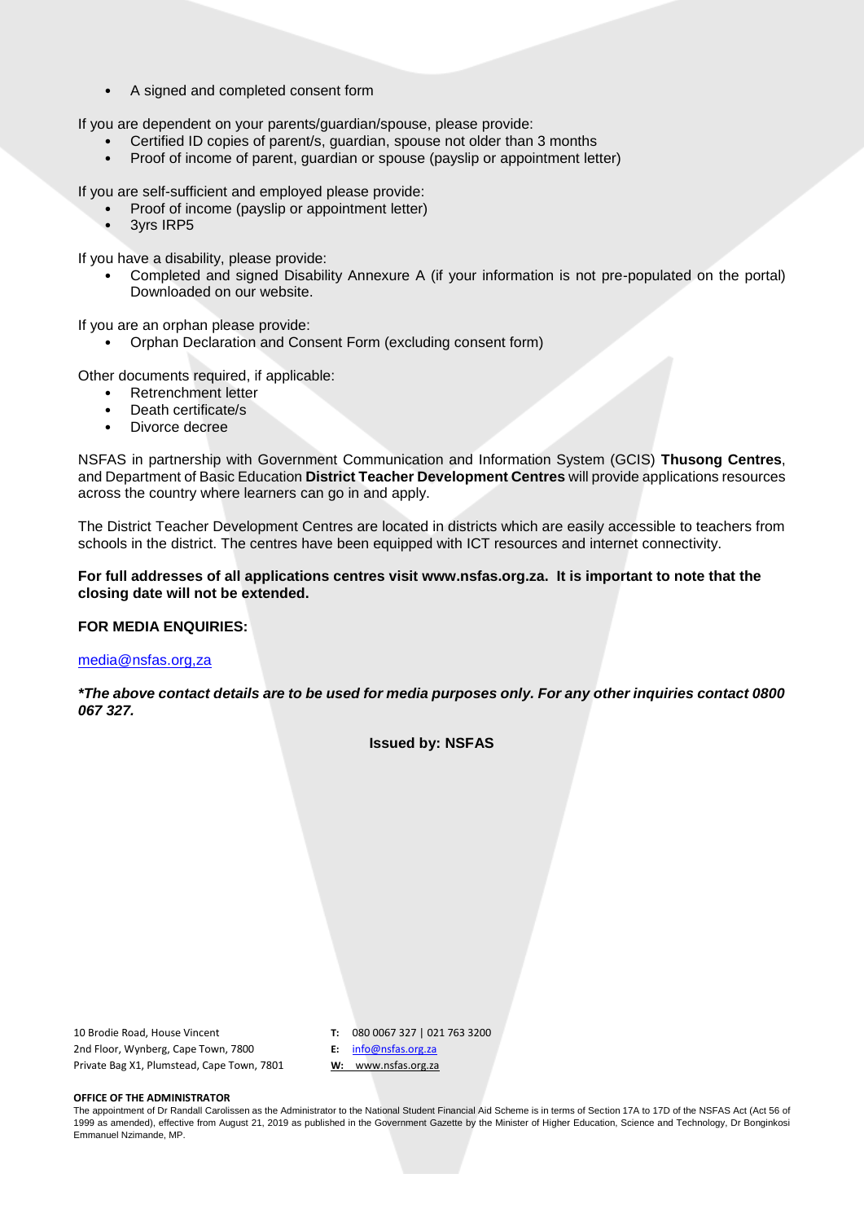- A signed and completed consent form

If you are dependent on your parents/guardian/spouse, please provide:

- Certified ID copies of parent/s, guardian, spouse not older than 3 months
- Proof of income of parent, guardian or spouse (payslip or appointment letter)

If you are self-sufficient and employed please provide:

- Proof of income (payslip or appointment letter)
- 3yrs IRP5

If you have a disability, please provide:

- Completed and signed Disability Annexure A (if your information is not pre-populated on the portal) Downloaded on our website.

If you are an orphan please provide:

- Orphan Declaration and Consent Form (excluding consent form)

Other documents required, if applicable:

- Retrenchment letter
- Death certificate/s
- Divorce decree

NSFAS in partnership with Government Communication and Information System (GCIS) **Thusong Centres**, and Department of Basic Education **District Teacher Development Centres** will provide applications resources across the country where learners can go in and apply.

The District Teacher Development Centres are located in districts which are easily accessible to teachers from schools in the district. The centres have been equipped with ICT resources and internet connectivity.

**For full addresses of all applications centres visit www.nsfas.org.za. It is important to note that the closing date will not be extended.**

**FOR MEDIA ENQUIRIES:**

media@nsfas.org,za

***The above contact details are to be used for media purposes only. For any other inquiries contact 0800 067 327.***

**Issued by: NSFAS**

10 Brodie Road, House Vincent
2nd Floor, Wynberg, Cape Town, 7800
Private Bag X1, Plumstead, Cape Town, 7801

**T:** 080 0067 327 | 021 763 3200
**E:** info@nsfas.org.za
**W:** www.nsfas.org.za

**OFFICE OF THE ADMINISTRATOR**

The appointment of Dr Randall Carolissen as the Administrator to the National Student Financial Aid Scheme is in terms of Section 17A to 17D of the NSFAS Act (Act 56 of 1999 as amended), effective from August 21, 2019 as published in the Government Gazette by the Minister of Higher Education, Science and Technology, Dr Bonginkosi Emmanuel Nzimande, MP.